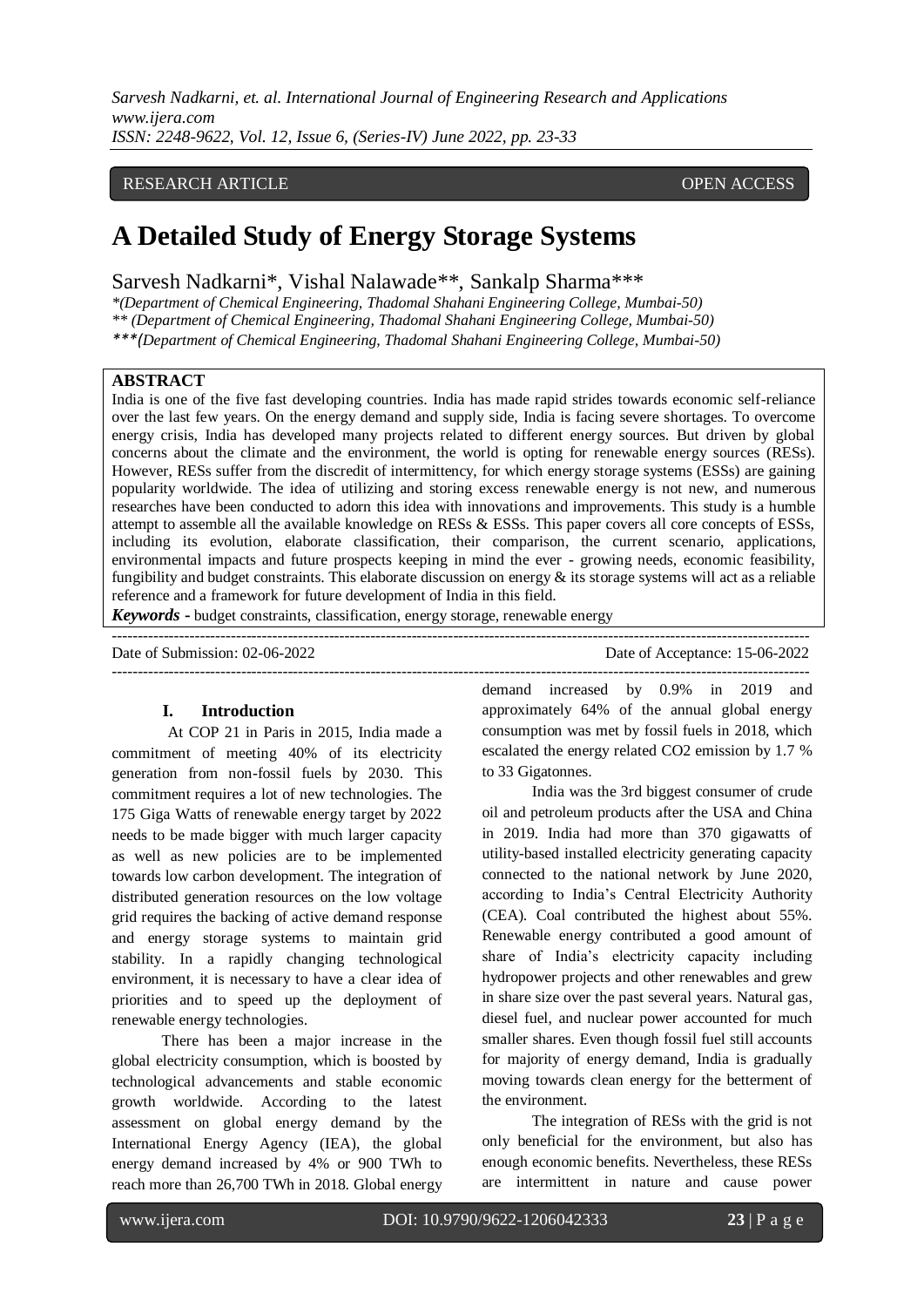RESEARCH ARTICLE OPEN ACCESS

# A Detailed Study of Energy Storage Systems

Sarvesh Nadkarni*, Vishal Nalawade**, Sankalp Sharma***

*(Department of Chemical Engineering, Thadomal Shahani Engineering College, Mumbai-50)*
*** (Department of Chemical Engineering, Thadomal Shahani Engineering College, Mumbai-50)*
****(Department of Chemical Engineering, Thadomal Shahani Engineering College, Mumbai-50)*

**ABSTRACT**

India is one of the five fast developing countries. India has made rapid strides towards economic self-reliance over the last few years. On the energy demand and supply side, India is facing severe shortages. To overcome energy crisis, India has developed many projects related to different energy sources. But driven by global concerns about the climate and the environment, the world is opting for renewable energy sources (RESs). However, RESs suffer from the discredit of intermittency, for which energy storage systems (ESSs) are gaining popularity worldwide. The idea of utilizing and storing excess renewable energy is not new, and numerous researches have been conducted to adorn this idea with innovations and improvements. This study is a humble attempt to assemble all the available knowledge on RESs & ESSs. This paper covers all core concepts of ESSs, including its evolution, elaborate classification, their comparison, the current scenario, applications, environmental impacts and future prospects keeping in mind the ever - growing needs, economic feasibility, fungibility and budget constraints. This elaborate discussion on energy & its storage systems will act as a reliable reference and a framework for future development of India in this field.

***Keywords* -** budget constraints, classification, energy storage, renewable energy

Date of Submission: 02-06-2022 Date of Acceptance: 15-06-2022

## I. Introduction

At COP 21 in Paris in 2015, India made a commitment of meeting 40% of its electricity generation from non-fossil fuels by 2030. This commitment requires a lot of new technologies. The 175 Giga Watts of renewable energy target by 2022 needs to be made bigger with much larger capacity as well as new policies are to be implemented towards low carbon development. The integration of distributed generation resources on the low voltage grid requires the backing of active demand response and energy storage systems to maintain grid stability. In a rapidly changing technological environment, it is necessary to have a clear idea of priorities and to speed up the deployment of renewable energy technologies.

There has been a major increase in the global electricity consumption, which is boosted by technological advancements and stable economic growth worldwide. According to the latest assessment on global energy demand by the International Energy Agency (IEA), the global energy demand increased by 4% or 900 TWh to reach more than 26,700 TWh in 2018. Global energy demand increased by 0.9% in 2019 and approximately 64% of the annual global energy consumption was met by fossil fuels in 2018, which escalated the energy related $CO_2$ emission by 1.7 % to 33 Gigatonnes.

India was the 3rd biggest consumer of crude oil and petroleum products after the USA and China in 2019. India had more than 370 gigawatts of utility-based installed electricity generating capacity connected to the national network by June 2020, according to India's Central Electricity Authority (CEA). Coal contributed the highest about 55%. Renewable energy contributed a good amount of share of India's electricity capacity including hydropower projects and other renewables and grew in share size over the past several years. Natural gas, diesel fuel, and nuclear power accounted for much smaller shares. Even though fossil fuel still accounts for majority of energy demand, India is gradually moving towards clean energy for the betterment of the environment.

The integration of RESs with the grid is not only beneficial for the environment, but also has enough economic benefits. Nevertheless, these RESs are intermittent in nature and cause power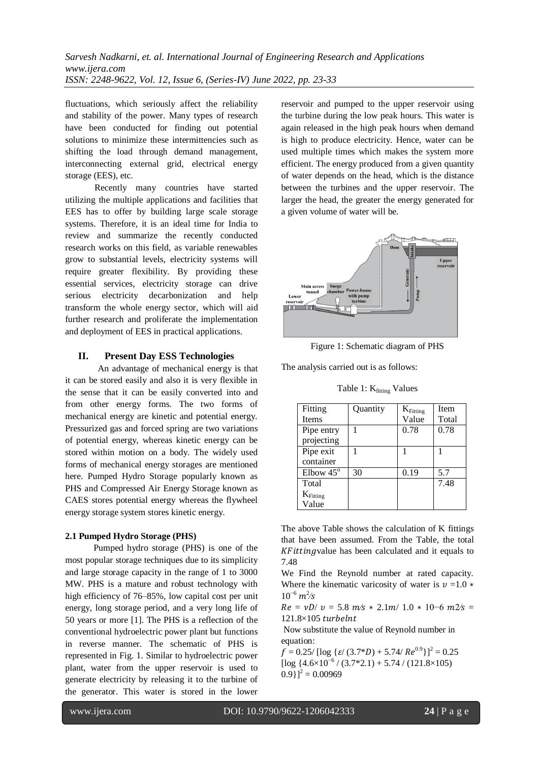fluctuations, which seriously affect the reliability and stability of the power. Many types of research have been conducted for finding out potential solutions to minimize these intermittencies such as shifting the load through demand management, interconnecting external grid, electrical energy storage (EES), etc.

Recently many countries have started utilizing the multiple applications and facilities that EES has to offer by building large scale storage systems. Therefore, it is an ideal time for India to review and summarize the recently conducted research works on this field, as variable renewables grow to substantial levels, electricity systems will require greater flexibility. By providing these essential services, electricity storage can drive serious electricity decarbonization and help transform the whole energy sector, which will aid further research and proliferate the implementation and deployment of EES in practical applications.

## II. Present Day ESS Technologies

An advantage of mechanical energy is that it can be stored easily and also it is very flexible in the sense that it can be easily converted into and from other energy forms. The two forms of mechanical energy are kinetic and potential energy. Pressurized gas and forced spring are two variations of potential energy, whereas kinetic energy can be stored within motion on a body. The widely used forms of mechanical energy storages are mentioned here. Pumped Hydro Storage popularly known as PHS and Compressed Air Energy Storage known as CAES stores potential energy whereas the flywheel energy storage system stores kinetic energy.

### 2.1 Pumped Hydro Storage (PHS)

Pumped hydro storage (PHS) is one of the most popular storage techniques due to its simplicity and large storage capacity in the range of 1 to 3000 MW. PHS is a mature and robust technology with high efficiency of 76–85%, low capital cost per unit energy, long storage period, and a very long life of 50 years or more [1]. The PHS is a reflection of the conventional hydroelectric power plant but functions in reverse manner. The schematic of PHS is represented in Fig. 1. Similar to hydroelectric power plant, water from the upper reservoir is used to generate electricity by releasing it to the turbine of the generator. This water is stored in the lower reservoir and pumped to the upper reservoir using the turbine during the low peak hours. This water is again released in the high peak hours when demand is high to produce electricity. Hence, water can be used multiple times which makes the system more efficient. The energy produced from a given quantity of water depends on the head, which is the distance between the turbines and the upper reservoir. The larger the head, the greater the energy generated for a given volume of water will be.

Figure 1: Schematic diagram of PHS

The analysis carried out is as follows:

Table 1: $K_{fitting}$ Values

| Fitting Items | Quantity | $K_{Fitting}$ Value | Item Total |
|---|---|---|---|
| Pipe entry projecting | 1 | 0.78 | 0.78 |
| Pipe exit container | 1 | 1 | 1 |
| Elbow 45° | 30 | 0.19 | 5.7 |
| Total $K_{Fitting}$ Value | | | 7.48 |

The above Table shows the calculation of K fittings that have been assumed. From the Table, the total $KFitting$ value has been calculated and it equals to 7.48

We Find the Reynold number at rated capacity. Where the kinematic varicosity of water is $\upsilon = 1.0 * 10^{-6}\ m^2/s$

$Re = vD/\ \upsilon = 5.8\ m/s * 2.1m/\ 1.0 * 10-6\ m2/s = 121.8\times105\ turbelnt$

Now substitute the value of Reynold number in equation:

$f = 0.25/\ [\log\ \{\varepsilon/\ (3.7*D) + 5.74/\ Re^{0.9}\}]^2 = 0.25\ [\log\ \{4.6\times10^{-6}\ /\ (3.7*2.1) + 5.74\ /\ (121.8\times105)\ 0.9\}]^2 = 0.00969$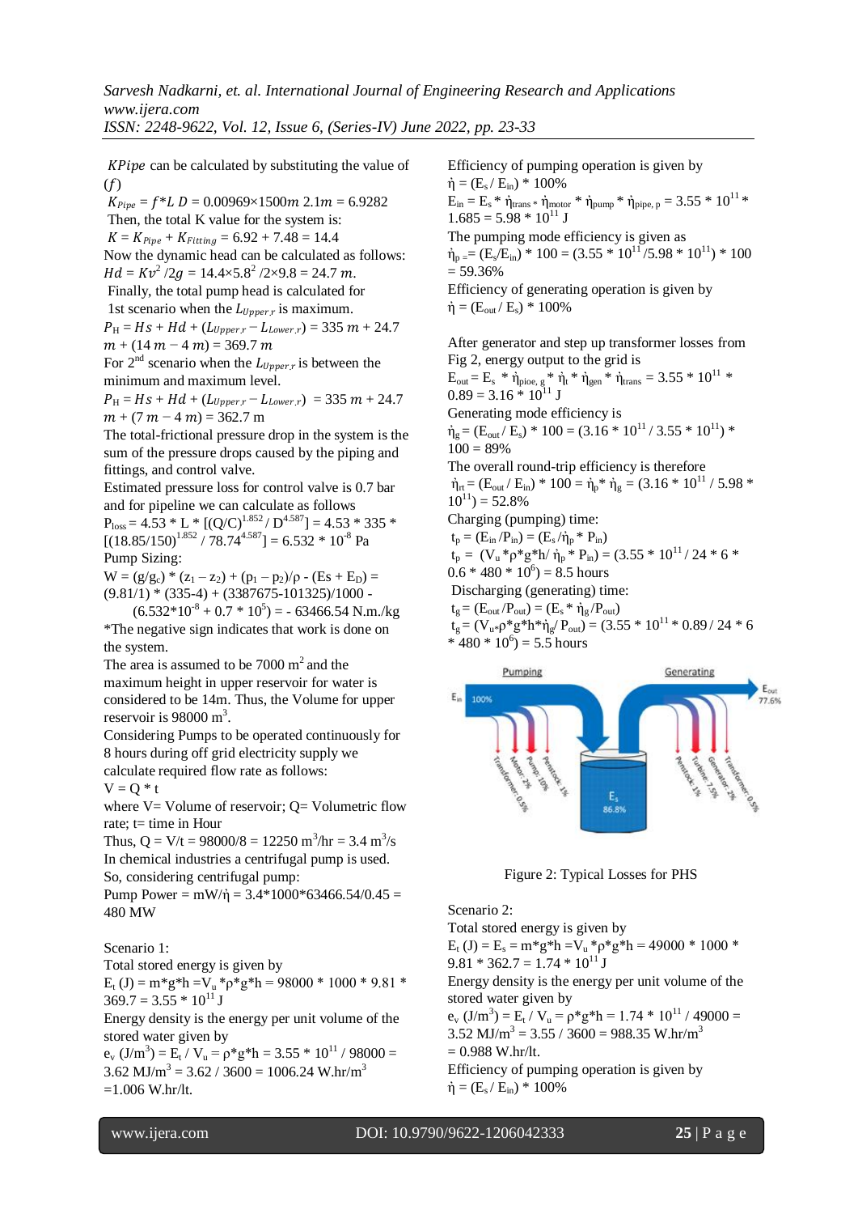$KPipe$ can be calculated by substituting the value of ($f$)

$K_{Pipe} = f*L\ D = 0.00969\times1500m\ 2.1m = 6.9282$

Then, the total K value for the system is:

$K = K_{Pipe} + K_{Fitting} = 6.92 + 7.48 = 14.4$

Now the dynamic head can be calculated as follows:

$Hd = Kv^2/2g = 14.4\times5.8^2/2\times9.8 = 24.7\ m.$

Finally, the total pump head is calculated for 1st scenario when the $L_{Upper,r}$ is maximum.

$P_H = Hs + Hd + (L_{Upper,r} - L_{Lower,r}) = 335\ m + 24.7\ m + (14\ m - 4\ m) = 369.7\ m$

For 2nd scenario when the $L_{Upper,r}$ is between the minimum and maximum level.

$P_H = Hs + Hd + (L_{Upper,r} - L_{Lower,r}) = 335\ m + 24.7\ m + (7\ m - 4\ m) = 362.7$ m

The total-frictional pressure drop in the system is the sum of the pressure drops caused by the piping and fittings, and control valve.

Estimated pressure loss for control valve is 0.7 bar and for pipeline we can calculate as follows

$P_{loss} = 4.53 * L * [(Q/C)^{1.852} / D^{4.587}] = 4.53 * 335 * [(18.85/150)^{1.852} / 78.74^{4.587}] = 6.532 * 10^{-8}$ Pa

Pump Sizing:

$W = (g/g_c) * (z_1 - z_2) + (p_1 - p_2)/\rho - (Es + E_D) = (9.81/1) * (335\text{-}4) + (3387675\text{-}101325)/1000 - (6.532*10^{-8} + 0.7 * 10^5) = -63466.54$ N.m./kg

*The negative sign indicates that work is done on the system.

The area is assumed to be 7000 m$^2$ and the maximum height in upper reservoir for water is considered to be 14m. Thus, the Volume for upper reservoir is 98000 m$^3$.

Considering Pumps to be operated continuously for 8 hours during off grid electricity supply we calculate required flow rate as follows:

$V = Q * t$

where V= Volume of reservoir; Q= Volumetric flow rate; t= time in Hour

Thus, $Q = V/t = 98000/8 = 12250$ m$^3$/hr = 3.4 m$^3$/s

In chemical industries a centrifugal pump is used. So, considering centrifugal pump:

Pump Power = $mW/\dot{\eta} = 3.4*1000*63466.54/0.45 = 480$ MW

Scenario 1:

Total stored energy is given by

$E_t\ (J) = m*g*h = V_u*\rho*g*h = 98000 * 1000 * 9.81 * 369.7 = 3.55 * 10^{11}$ J

Energy density is the energy per unit volume of the stored water given by

$e_v\ (J/m^3) = E_t / V_u = \rho*g*h = 3.55 * 10^{11} / 98000 = 3.62$ MJ/m$^3$ = 3.62 / 3600 = 1006.24 W.hr/m$^3$ =1.006 W.hr/lt.

Efficiency of pumping operation is given by

$\dot{\eta} = (E_s / E_{in}) * 100\%$

$E_{in} = E_s * \dot{\eta}_{trans} * \dot{\eta}_{motor} * \dot{\eta}_{pump} * \dot{\eta}_{pipe,\ p} = 3.55 * 10^{11} * 1.685 = 5.98 * 10^{11}$ J

The pumping mode efficiency is given as

$\dot{\eta}_p = (E_s/E_{in}) * 100 = (3.55 * 10^{11} / 5.98 * 10^{11}) * 100 = 59.36\%$

Efficiency of generating operation is given by

$\dot{\eta} = (E_{out} / E_s) * 100\%$

After generator and step up transformer losses from Fig 2, energy output to the grid is

$E_{out} = E_s * \dot{\eta}_{pioe,\ g} * \dot{\eta}_t * \dot{\eta}_{gen} * \dot{\eta}_{trans} = 3.55 * 10^{11} * 0.89 = 3.16 * 10^{11}$ J

Generating mode efficiency is

$\dot{\eta}_g = (E_{out} / E_s) * 100 = (3.16 * 10^{11} / 3.55 * 10^{11}) * 100 = 89\%$

The overall round-trip efficiency is therefore

$\dot{\eta}_{rt} = (E_{out} / E_{in}) * 100 = \dot{\eta}_p * \dot{\eta}_g = (3.16 * 10^{11} / 5.98 * 10^{11}) = 52.8\%$

Charging (pumping) time:

$t_p = (E_{in} / P_{in}) = (E_s / \dot{\eta}_p * P_{in})$

$t_p = (V_u * \rho * g * h / \dot{\eta}_p * P_{in}) = (3.55 * 10^{11} / 24 * 6 * 0.6 * 480 * 10^6) = 8.5$ hours

Discharging (generating) time:

$t_g = (E_{out} / P_{out}) = (E_s * \dot{\eta}_g / P_{out})$

$t_g = (V_u * \rho * g * h * \dot{\eta}_g / P_{out}) = (3.55 * 10^{11} * 0.89 / 24 * 6 * 480 * 10^6) = 5.5$ hours

Figure 2: Typical Losses for PHS

Scenario 2:

Total stored energy is given by

$E_t\ (J) = E_s = m*g*h = V_u*\rho*g*h = 49000 * 1000 * 9.81 * 362.7 = 1.74 * 10^{11}$ J

Energy density is the energy per unit volume of the stored water given by

$e_v\ (J/m^3) = E_t / V_u = \rho*g*h = 1.74 * 10^{11} / 49000 = 3.52$ MJ/m$^3$ = 3.55 / 3600 = 988.35 W.hr/m$^3$ = 0.988 W.hr/lt.

Efficiency of pumping operation is given by

$\dot{\eta} = (E_s / E_{in}) * 100\%$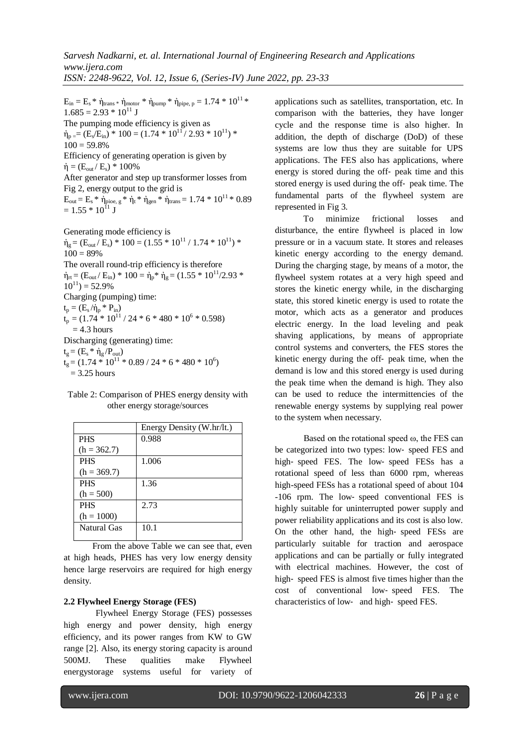$E_{in} = E_s * \eta_{trans} * \eta_{motor} * \eta_{pump} * \eta_{pipe, p} = 1.74 * 10^{11} * 1.685 = 2.93 * 10^{11}$ J

The pumping mode efficiency is given as

$\eta_p = (E_s/E_{in}) * 100 = (1.74 * 10^{11} / 2.93 * 10^{11}) * 100 = 59.8\%$

Efficiency of generating operation is given by

$\eta = (E_{out} / E_s) * 100\%$

After generator and step up transformer losses from Fig 2, energy output to the grid is

$E_{out} = E_s * \eta_{pioe, g} * \eta_t * \eta_{gen} * \eta_{trans} = 1.74 * 10^{11} * 0.89 = 1.55 * 10^{11}$ J

Generating mode efficiency is

$\eta_g = (E_{out} / E_s) * 100 = (1.55 * 10^{11} / 1.74 * 10^{11}) * 100 = 89\%$

The overall round-trip efficiency is therefore

$\eta_{rt} = (E_{out} / E_{in}) * 100 = \eta_p * \eta_g = (1.55 * 10^{11}/2.93 * 10^{11}) = 52.9\%$

Charging (pumping) time:

$t_p = (E_s / \eta_p * P_{in})$

$t_p = (1.74 * 10^{11} / 24 * 6 * 480 * 10^6 * 0.598)$
$= 4.3$ hours

Discharging (generating) time:

$t_g = (E_s * \eta_g / P_{out})$

$t_g = (1.74 * 10^{11} * 0.89 / 24 * 6 * 480 * 10^6)$
$= 3.25$ hours

Table 2: Comparison of PHES energy density with other energy storage/sources

| | Energy Density (W.hr/lt.) |
|---|---|
| PHS (h = 362.7) | 0.988 |
| PHS (h = 369.7) | 1.006 |
| PHS (h = 500) | 1.36 |
| PHS (h = 1000) | 2.73 |
| Natural Gas | 10.1 |

From the above Table we can see that, even at high heads, PHES has very low energy density hence large reservoirs are required for high energy density.

**2.2 Flywheel Energy Storage (FES)**

Flywheel Energy Storage (FES) possesses high energy and power density, high energy efficiency, and its power ranges from KW to GW range [2]. Also, its energy storing capacity is around 500MJ. These qualities make Flywheel energystorage systems useful for variety of applications such as satellites, transportation, etc. In comparison with the batteries, they have longer cycle and the response time is also higher. In addition, the depth of discharge (DoD) of these systems are low thus they are suitable for UPS applications. The FES also has applications, where energy is stored during the off- peak time and this stored energy is used during the off- peak time. The fundamental parts of the flywheel system are represented in Fig 3.

To minimize frictional losses and disturbance, the entire flywheel is placed in low pressure or in a vacuum state. It stores and releases kinetic energy according to the energy demand. During the charging stage, by means of a motor, the flywheel system rotates at a very high speed and stores the kinetic energy while, in the discharging state, this stored kinetic energy is used to rotate the motor, which acts as a generator and produces electric energy. In the load leveling and peak shaving applications, by means of appropriate control systems and converters, the FES stores the kinetic energy during the off- peak time, when the demand is low and this stored energy is used during the peak time when the demand is high. They also can be used to reduce the intermittencies of the renewable energy systems by supplying real power to the system when necessary.

Based on the rotational speed ω, the FES can be categorized into two types: low- speed FES and high- speed FES. The low- speed FESs has a rotational speed of less than 6000 rpm, whereas high-speed FESs has a rotational speed of about 104 -106 rpm. The low- speed conventional FES is highly suitable for uninterrupted power supply and power reliability applications and its cost is also low. On the other hand, the high- speed FESs are particularly suitable for traction and aerospace applications and can be partially or fully integrated with electrical machines. However, the cost of high- speed FES is almost five times higher than the cost of conventional low- speed FES. The characteristics of low- and high- speed FES.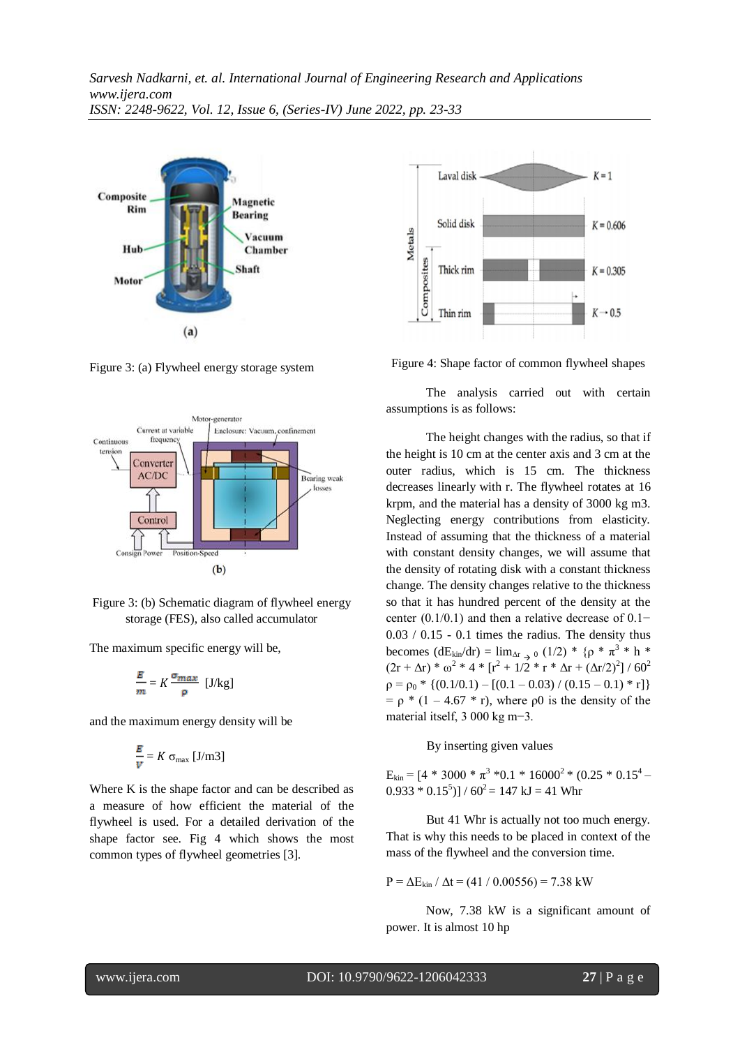Figure 3: (a) Flywheel energy storage system

Figure 3: (b) Schematic diagram of flywheel energy storage (FES), also called accumulator

The maximum specific energy will be,

$$\frac{E}{m} = K\frac{\sigma_{max}}{\rho} \text{ [J/kg]}$$

and the maximum energy density will be

$$\frac{E}{V} = K\,\sigma_{max} \text{ [J/m3]}$$

Where K is the shape factor and can be described as a measure of how efficient the material of the flywheel is used. For a detailed derivation of the shape factor see. Fig 4 which shows the most common types of flywheel geometries [3].

Figure 4: Shape factor of common flywheel shapes

The analysis carried out with certain assumptions is as follows:

The height changes with the radius, so that if the height is 10 cm at the center axis and 3 cm at the outer radius, which is 15 cm. The thickness decreases linearly with r. The flywheel rotates at 16 krpm, and the material has a density of 3000 kg m3. Neglecting energy contributions from elasticity. Instead of assuming that the thickness of a material with constant density changes, we will assume that the density of rotating disk with a constant thickness change. The density changes relative to the thickness so that it has hundred percent of the density at the center (0.1/0.1) and then a relative decrease of 0.1−0.03 / 0.15 - 0.1 times the radius. The density thus becomes $(dE_{kin}/dr) = \lim_{\Delta r \to 0} (1/2) * \{\rho * \pi^3 * h * (2r + \Delta r) * \omega^2 * 4 * [r^2 + 1/2 * r * \Delta r + (\Delta r/2)^2] / 60^2$
$\rho = \rho_0 * \{(0.1/0.1) - [(0.1 - 0.03) / (0.15 - 0.1) * r]\}$
$= \rho * (1 - 4.67 * r)$, where ρ0 is the density of the material itself, 3 000 kg m−3.

By inserting given values

$E_{kin} = [4 * 3000 * \pi^3 * 0.1 * 16000^2 * (0.25 * 0.15^4 - 0.933 * 0.15^5)] / 60^2 = 147 \text{ kJ} = 41 \text{ Whr}$

But 41 Whr is actually not too much energy. That is why this needs to be placed in context of the mass of the flywheel and the conversion time.

$P = \Delta E_{kin} / \Delta t = (41 / 0.00556) = 7.38 \text{ kW}$

Now, 7.38 kW is a significant amount of power. It is almost 10 hp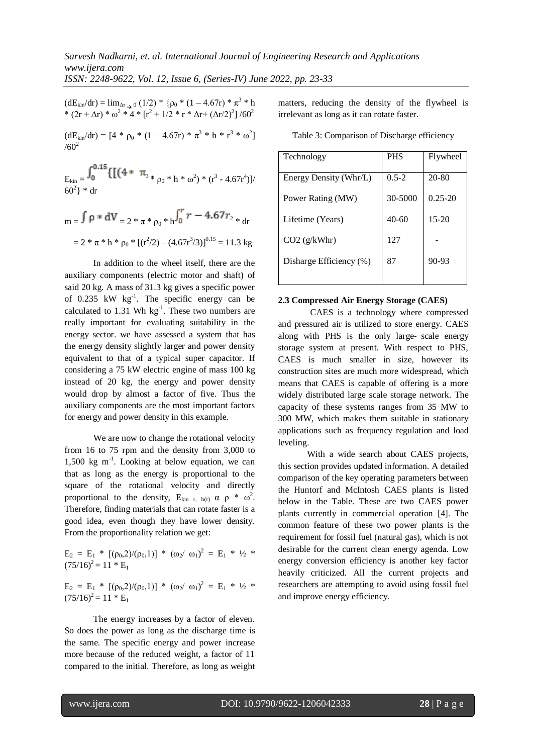$$(dE_{kin}/dr) = \lim_{\Delta r \to 0} (1/2) * \{\rho_0 * (1 - 4.67r) * \pi^3 * h * (2r + \Delta r) * \omega^2 * 4 * [r^2 + 1/2 * r * \Delta r + (\Delta r/2)^2] / 60^2$$

$$(dE_{kin}/dr) = [4 * \rho_0 * (1 - 4.67r) * \pi^3 * h * r^3 * \omega^2] / 60^2$$

$$E_{kin} = \int_0^{0.15} \{[(4 * \pi_3 * \rho_0 * h * \omega^2) * (r^3 - 4.67r^4)] / 60^2\} * dr$$

$$m = \int \rho * dV = 2 * \pi * \rho_0 * h \int_0^r r - 4.67r_2 * dr$$

$$= 2 * \pi * h * \rho_0 * [(r^2/2) - (4.67r^3/3)]^{0.15} = 11.3 \text{ kg}$$

In addition to the wheel itself, there are the auxiliary components (electric motor and shaft) of said 20 kg. A mass of 31.3 kg gives a specific power of 0.235 kW $kg^{-1}$. The specific energy can be calculated to 1.31 Wh $kg^{-1}$. These two numbers are really important for evaluating suitability in the energy sector. we have assessed a system that has the energy density slightly larger and power density equivalent to that of a typical super capacitor. If considering a 75 kW electric engine of mass 100 kg instead of 20 kg, the energy and power density would drop by almost a factor of five. Thus the auxiliary components are the most important factors for energy and power density in this example.

We are now to change the rotational velocity from 16 to 75 rpm and the density from 3,000 to 1,500 kg $m^{-1}$. Looking at below equation, we can that as long as the energy is proportional to the square of the rotational velocity and directly proportional to the density, $E_{kin\ r,\ h(r)} \alpha \rho * \omega^2$. Therefore, finding materials that can rotate faster is a good idea, even though they have lower density. From the proportionality relation we get:

$$E_2 = E_1 * [(\rho_{0},2)/(\rho_{0},1)] * (\omega_2/\ \omega_1)^2 = E_1 * ½ * (75/16)^2 = 11 * E_1$$

$$E_2 = E_1 * [(\rho_{0},2)/(\rho_{0},1)] * (\omega_2/\ \omega_1)^2 = E_1 * ½ * (75/16)^2 = 11 * E_1$$

The energy increases by a factor of eleven. So does the power as long as the discharge time is the same. The specific energy and power increase more because of the reduced weight, a factor of 11 compared to the initial. Therefore, as long as weight matters, reducing the density of the flywheel is irrelevant as long as it can rotate faster.

Table 3: Comparison of Discharge efficiency

| Technology | PHS | Flywheel |
|---|---|---|
| Energy Density (Whr/L) | 0.5-2 | 20-80 |
| Power Rating (MW) | 30-5000 | 0.25-20 |
| Lifetime (Years) | 40-60 | 15-20 |
| $CO_2$ (g/kWhr) | 127 | - |
| Disharge Efficiency (%) | 87 | 90-93 |

### 2.3 Compressed Air Energy Storage (CAES)

CAES is a technology where compressed and pressured air is utilized to store energy. CAES along with PHS is the only large- scale energy storage system at present. With respect to PHS, CAES is much smaller in size, however its construction sites are much more widespread, which means that CAES is capable of offering is a more widely distributed large scale storage network. The capacity of these systems ranges from 35 MW to 300 MW, which makes them suitable in stationary applications such as frequency regulation and load leveling.

With a wide search about CAES projects, this section provides updated information. A detailed comparison of the key operating parameters between the Huntorf and McIntosh CAES plants is listed below in the Table. These are two CAES power plants currently in commercial operation [4]. The common feature of these two power plants is the requirement for fossil fuel (natural gas), which is not desirable for the current clean energy agenda. Low energy conversion efficiency is another key factor heavily criticized. All the current projects and researchers are attempting to avoid using fossil fuel and improve energy efficiency.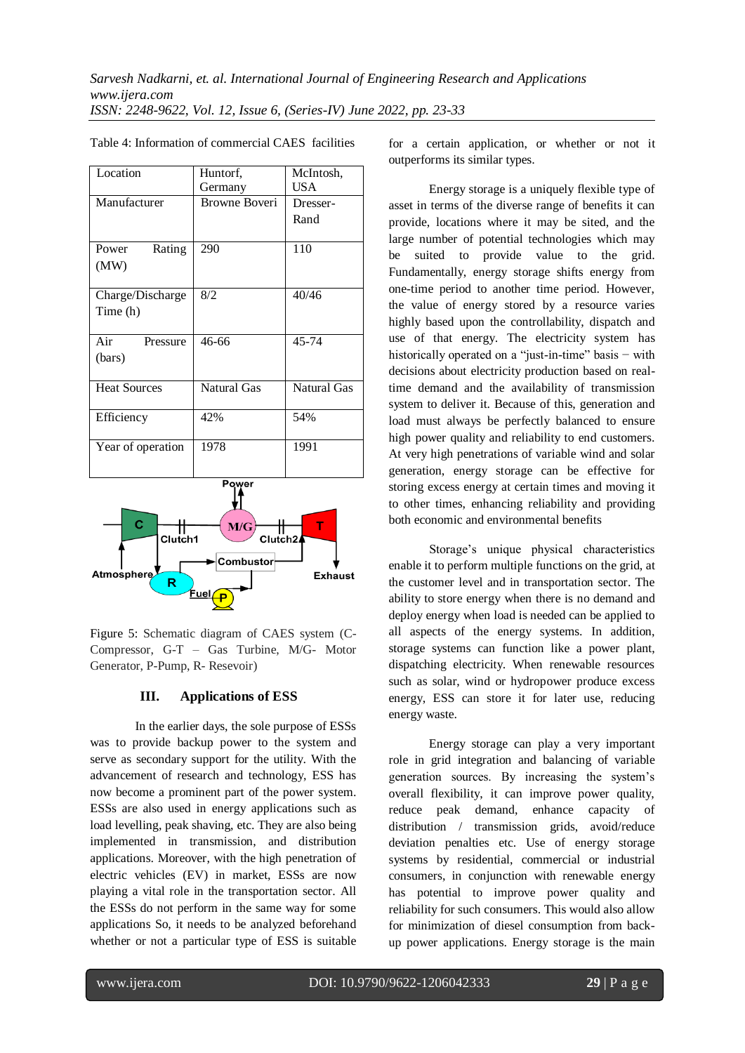Table 4: Information of commercial CAES facilities

| Location | Huntorf, Germany | McIntosh, USA |
| --- | --- | --- |
| Manufacturer | Browne Boveri | Dresser-Rand |
| Power Rating (MW) | 290 | 110 |
| Charge/Discharge Time (h) | 8/2 | 40/46 |
| Air Pressure (bars) | 46-66 | 45-74 |
| Heat Sources | Natural Gas | Natural Gas |
| Efficiency | 42% | 54% |
| Year of operation | 1978 | 1991 |

Figure 5: Schematic diagram of CAES system (C-Compressor, G-T – Gas Turbine, M/G- Motor Generator, P-Pump, R- Resevoir)

## III. Applications of ESS

In the earlier days, the sole purpose of ESSs was to provide backup power to the system and serve as secondary support for the utility. With the advancement of research and technology, ESS has now become a prominent part of the power system. ESSs are also used in energy applications such as load levelling, peak shaving, etc. They are also being implemented in transmission, and distribution applications. Moreover, with the high penetration of electric vehicles (EV) in market, ESSs are now playing a vital role in the transportation sector. All the ESSs do not perform in the same way for some applications So, it needs to be analyzed beforehand whether or not a particular type of ESS is suitable for a certain application, or whether or not it outperforms its similar types.

Energy storage is a uniquely flexible type of asset in terms of the diverse range of benefits it can provide, locations where it may be sited, and the large number of potential technologies which may be suited to provide value to the grid. Fundamentally, energy storage shifts energy from one-time period to another time period. However, the value of energy stored by a resource varies highly based upon the controllability, dispatch and use of that energy. The electricity system has historically operated on a "just-in-time" basis − with decisions about electricity production based on real-time demand and the availability of transmission system to deliver it. Because of this, generation and load must always be perfectly balanced to ensure high power quality and reliability to end customers. At very high penetrations of variable wind and solar generation, energy storage can be effective for storing excess energy at certain times and moving it to other times, enhancing reliability and providing both economic and environmental benefits

Storage's unique physical characteristics enable it to perform multiple functions on the grid, at the customer level and in transportation sector. The ability to store energy when there is no demand and deploy energy when load is needed can be applied to all aspects of the energy systems. In addition, storage systems can function like a power plant, dispatching electricity. When renewable resources such as solar, wind or hydropower produce excess energy, ESS can store it for later use, reducing energy waste.

Energy storage can play a very important role in grid integration and balancing of variable generation sources. By increasing the system's overall flexibility, it can improve power quality, reduce peak demand, enhance capacity of distribution / transmission grids, avoid/reduce deviation penalties etc. Use of energy storage systems by residential, commercial or industrial consumers, in conjunction with renewable energy has potential to improve power quality and reliability for such consumers. This would also allow for minimization of diesel consumption from back-up power applications. Energy storage is the main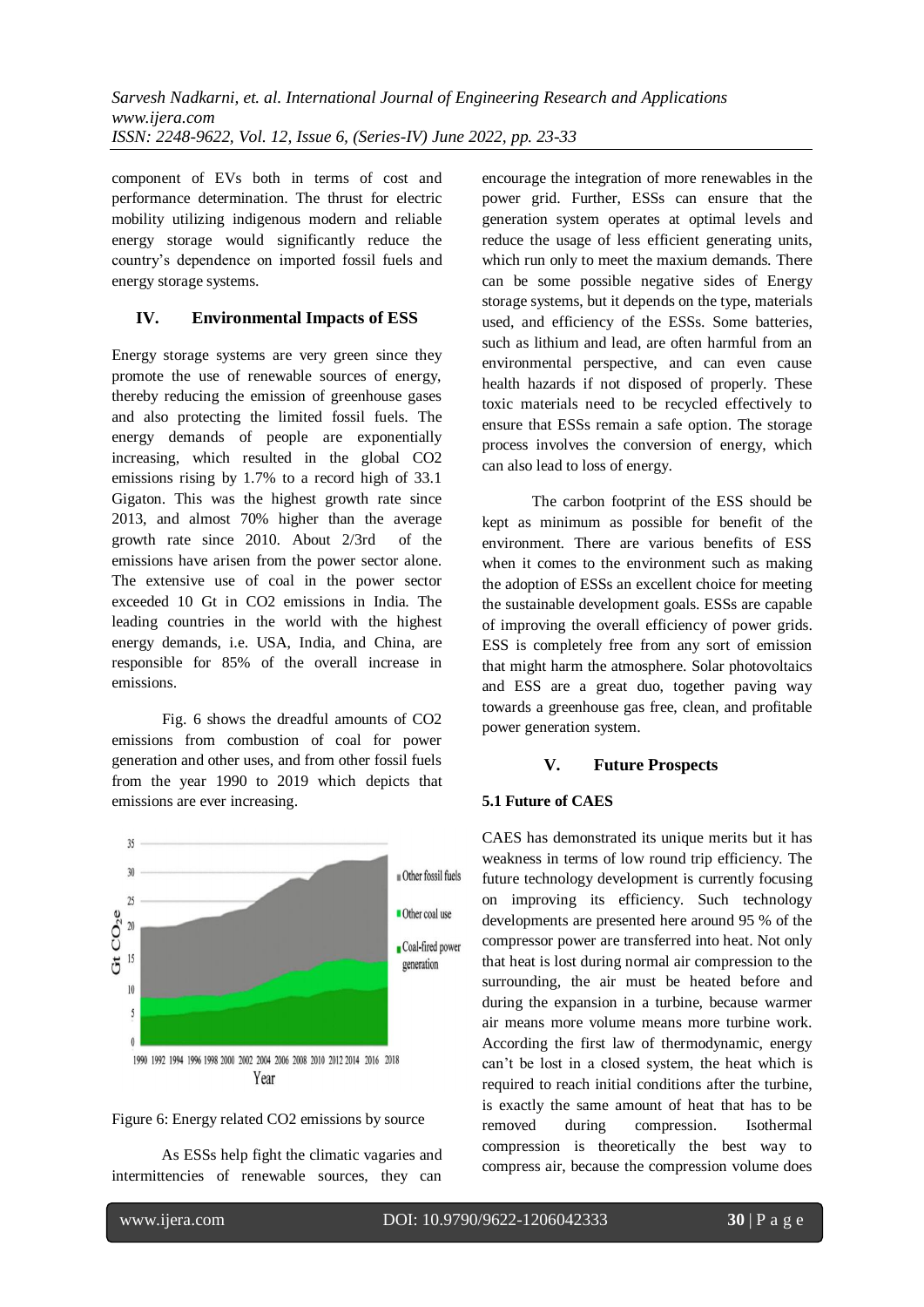component of EVs both in terms of cost and performance determination. The thrust for electric mobility utilizing indigenous modern and reliable energy storage would significantly reduce the country's dependence on imported fossil fuels and energy storage systems.

## IV. Environmental Impacts of ESS

Energy storage systems are very green since they promote the use of renewable sources of energy, thereby reducing the emission of greenhouse gases and also protecting the limited fossil fuels. The energy demands of people are exponentially increasing, which resulted in the global CO2 emissions rising by 1.7% to a record high of 33.1 Gigaton. This was the highest growth rate since 2013, and almost 70% higher than the average growth rate since 2010. About 2/3rd of the emissions have arisen from the power sector alone. The extensive use of coal in the power sector exceeded 10 Gt in CO2 emissions in India. The leading countries in the world with the highest energy demands, i.e. USA, India, and China, are responsible for 85% of the overall increase in emissions.

Fig. 6 shows the dreadful amounts of CO2 emissions from combustion of coal for power generation and other uses, and from other fossil fuels from the year 1990 to 2019 which depicts that emissions are ever increasing.

Figure 6: Energy related CO2 emissions by source

As ESSs help fight the climatic vagaries and intermittencies of renewable sources, they can encourage the integration of more renewables in the power grid. Further, ESSs can ensure that the generation system operates at optimal levels and reduce the usage of less efficient generating units, which run only to meet the maxium demands. There can be some possible negative sides of Energy storage systems, but it depends on the type, materials used, and efficiency of the ESSs. Some batteries, such as lithium and lead, are often harmful from an environmental perspective, and can even cause health hazards if not disposed of properly. These toxic materials need to be recycled effectively to ensure that ESSs remain a safe option. The storage process involves the conversion of energy, which can also lead to loss of energy.

The carbon footprint of the ESS should be kept as minimum as possible for benefit of the environment. There are various benefits of ESS when it comes to the environment such as making the adoption of ESSs an excellent choice for meeting the sustainable development goals. ESSs are capable of improving the overall efficiency of power grids. ESS is completely free from any sort of emission that might harm the atmosphere. Solar photovoltaics and ESS are a great duo, together paving way towards a greenhouse gas free, clean, and profitable power generation system.

## V. Future Prospects

### 5.1 Future of CAES

CAES has demonstrated its unique merits but it has weakness in terms of low round trip efficiency. The future technology development is currently focusing on improving its efficiency. Such technology developments are presented here around 95 % of the compressor power are transferred into heat. Not only that heat is lost during normal air compression to the surrounding, the air must be heated before and during the expansion in a turbine, because warmer air means more volume means more turbine work. According the first law of thermodynamic, energy can't be lost in a closed system, the heat which is required to reach initial conditions after the turbine, is exactly the same amount of heat that has to be removed during compression. Isothermal compression is theoretically the best way to compress air, because the compression volume does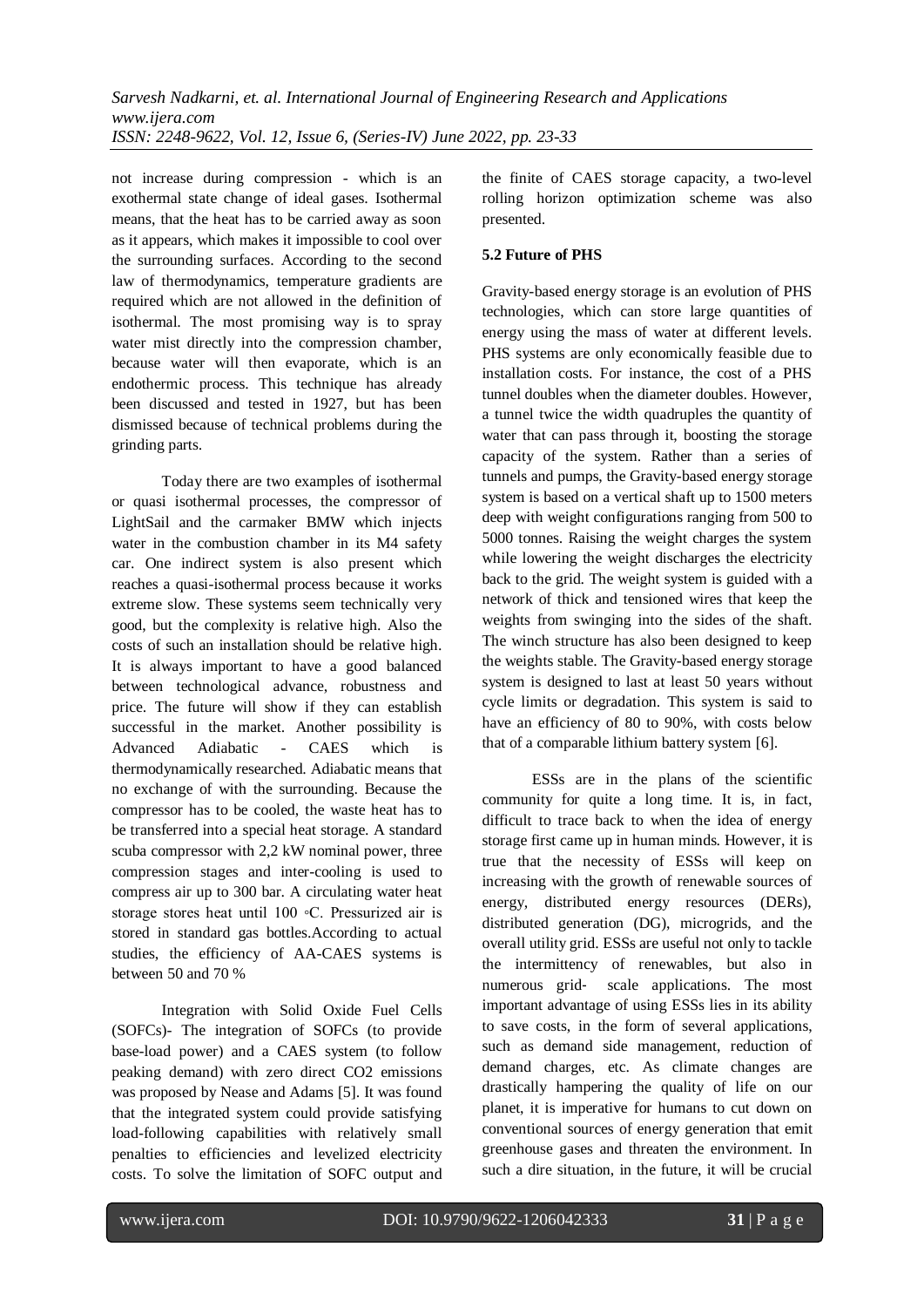not increase during compression - which is an exothermal state change of ideal gases. Isothermal means, that the heat has to be carried away as soon as it appears, which makes it impossible to cool over the surrounding surfaces. According to the second law of thermodynamics, temperature gradients are required which are not allowed in the definition of isothermal. The most promising way is to spray water mist directly into the compression chamber, because water will then evaporate, which is an endothermic process. This technique has already been discussed and tested in 1927, but has been dismissed because of technical problems during the grinding parts.

Today there are two examples of isothermal or quasi isothermal processes, the compressor of LightSail and the carmaker BMW which injects water in the combustion chamber in its M4 safety car. One indirect system is also present which reaches a quasi-isothermal process because it works extreme slow. These systems seem technically very good, but the complexity is relative high. Also the costs of such an installation should be relative high. It is always important to have a good balanced between technological advance, robustness and price. The future will show if they can establish successful in the market. Another possibility is Advanced Adiabatic - CAES which is thermodynamically researched. Adiabatic means that no exchange of with the surrounding. Because the compressor has to be cooled, the waste heat has to be transferred into a special heat storage. A standard scuba compressor with 2,2 kW nominal power, three compression stages and inter-cooling is used to compress air up to 300 bar. A circulating water heat storage stores heat until 100 ◦C. Pressurized air is stored in standard gas bottles.According to actual studies, the efficiency of AA-CAES systems is between 50 and 70 %

Integration with Solid Oxide Fuel Cells (SOFCs)- The integration of SOFCs (to provide base-load power) and a CAES system (to follow peaking demand) with zero direct CO2 emissions was proposed by Nease and Adams [5]. It was found that the integrated system could provide satisfying load-following capabilities with relatively small penalties to efficiencies and levelized electricity costs. To solve the limitation of SOFC output and the finite of CAES storage capacity, a two-level rolling horizon optimization scheme was also presented.

**5.2 Future of PHS**

Gravity-based energy storage is an evolution of PHS technologies, which can store large quantities of energy using the mass of water at different levels. PHS systems are only economically feasible due to installation costs. For instance, the cost of a PHS tunnel doubles when the diameter doubles. However, a tunnel twice the width quadruples the quantity of water that can pass through it, boosting the storage capacity of the system. Rather than a series of tunnels and pumps, the Gravity-based energy storage system is based on a vertical shaft up to 1500 meters deep with weight configurations ranging from 500 to 5000 tonnes. Raising the weight charges the system while lowering the weight discharges the electricity back to the grid. The weight system is guided with a network of thick and tensioned wires that keep the weights from swinging into the sides of the shaft. The winch structure has also been designed to keep the weights stable. The Gravity-based energy storage system is designed to last at least 50 years without cycle limits or degradation. This system is said to have an efficiency of 80 to 90%, with costs below that of a comparable lithium battery system [6].

ESSs are in the plans of the scientific community for quite a long time. It is, in fact, difficult to trace back to when the idea of energy storage first came up in human minds. However, it is true that the necessity of ESSs will keep on increasing with the growth of renewable sources of energy, distributed energy resources (DERs), distributed generation (DG), microgrids, and the overall utility grid. ESSs are useful not only to tackle the intermittency of renewables, but also in numerous grid- scale applications. The most important advantage of using ESSs lies in its ability to save costs, in the form of several applications, such as demand side management, reduction of demand charges, etc. As climate changes are drastically hampering the quality of life on our planet, it is imperative for humans to cut down on conventional sources of energy generation that emit greenhouse gases and threaten the environment. In such a dire situation, in the future, it will be crucial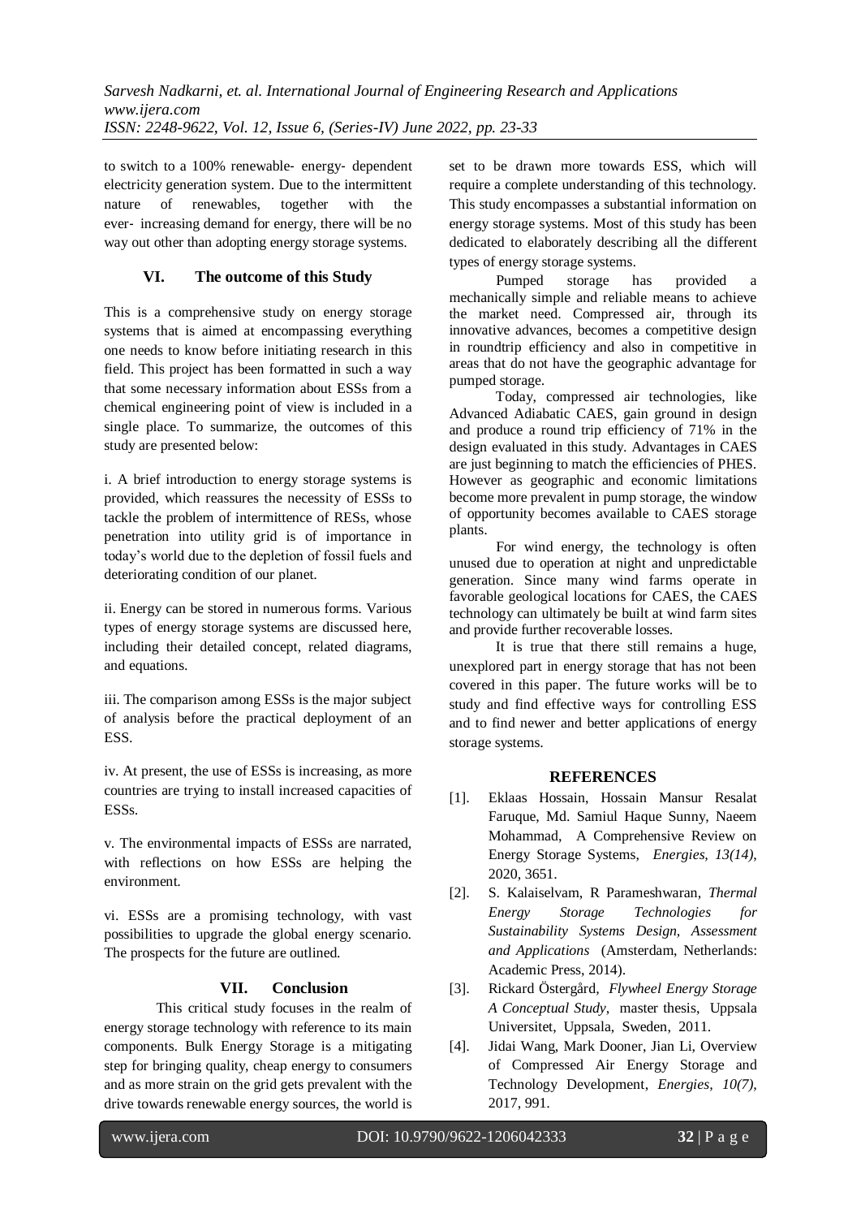to switch to a 100% renewable- energy- dependent electricity generation system. Due to the intermittent nature of renewables, together with the ever- increasing demand for energy, there will be no way out other than adopting energy storage systems.

## VI. The outcome of this Study

This is a comprehensive study on energy storage systems that is aimed at encompassing everything one needs to know before initiating research in this field. This project has been formatted in such a way that some necessary information about ESSs from a chemical engineering point of view is included in a single place. To summarize, the outcomes of this study are presented below:

i. A brief introduction to energy storage systems is provided, which reassures the necessity of ESSs to tackle the problem of intermittence of RESs, whose penetration into utility grid is of importance in today's world due to the depletion of fossil fuels and deteriorating condition of our planet.

ii. Energy can be stored in numerous forms. Various types of energy storage systems are discussed here, including their detailed concept, related diagrams, and equations.

iii. The comparison among ESSs is the major subject of analysis before the practical deployment of an ESS.

iv. At present, the use of ESSs is increasing, as more countries are trying to install increased capacities of ESSs.

v. The environmental impacts of ESSs are narrated, with reflections on how ESSs are helping the environment.

vi. ESSs are a promising technology, with vast possibilities to upgrade the global energy scenario. The prospects for the future are outlined.

## VII. Conclusion

This critical study focuses in the realm of energy storage technology with reference to its main components. Bulk Energy Storage is a mitigating step for bringing quality, cheap energy to consumers and as more strain on the grid gets prevalent with the drive towards renewable energy sources, the world is set to be drawn more towards ESS, which will require a complete understanding of this technology. This study encompasses a substantial information on energy storage systems. Most of this study has been dedicated to elaborately describing all the different types of energy storage systems.

Pumped storage has provided a mechanically simple and reliable means to achieve the market need. Compressed air, through its innovative advances, becomes a competitive design in roundtrip efficiency and also in competitive in areas that do not have the geographic advantage for pumped storage.

Today, compressed air technologies, like Advanced Adiabatic CAES, gain ground in design and produce a round trip efficiency of 71% in the design evaluated in this study. Advantages in CAES are just beginning to match the efficiencies of PHES. However as geographic and economic limitations become more prevalent in pump storage, the window of opportunity becomes available to CAES storage plants.

For wind energy, the technology is often unused due to operation at night and unpredictable generation. Since many wind farms operate in favorable geological locations for CAES, the CAES technology can ultimately be built at wind farm sites and provide further recoverable losses.

It is true that there still remains a huge, unexplored part in energy storage that has not been covered in this paper. The future works will be to study and find effective ways for controlling ESS and to find newer and better applications of energy storage systems.

## REFERENCES

[1]. Eklaas Hossain, Hossain Mansur Resalat Faruque, Md. Samiul Haque Sunny, Naeem Mohammad, A Comprehensive Review on Energy Storage Systems, *Energies, 13(14)*, 2020, 3651.

[2]. S. Kalaiselvam, R Parameshwaran, *Thermal Energy Storage Technologies for Sustainability Systems Design, Assessment and Applications* (Amsterdam, Netherlands: Academic Press, 2014).

[3]. Rickard Östergård, *Flywheel Energy Storage A Conceptual Study*, master thesis, Uppsala Universitet, Uppsala, Sweden, 2011.

[4]. Jidai Wang, Mark Dooner, Jian Li, Overview of Compressed Air Energy Storage and Technology Development, *Energies, 10(7)*, 2017, 991.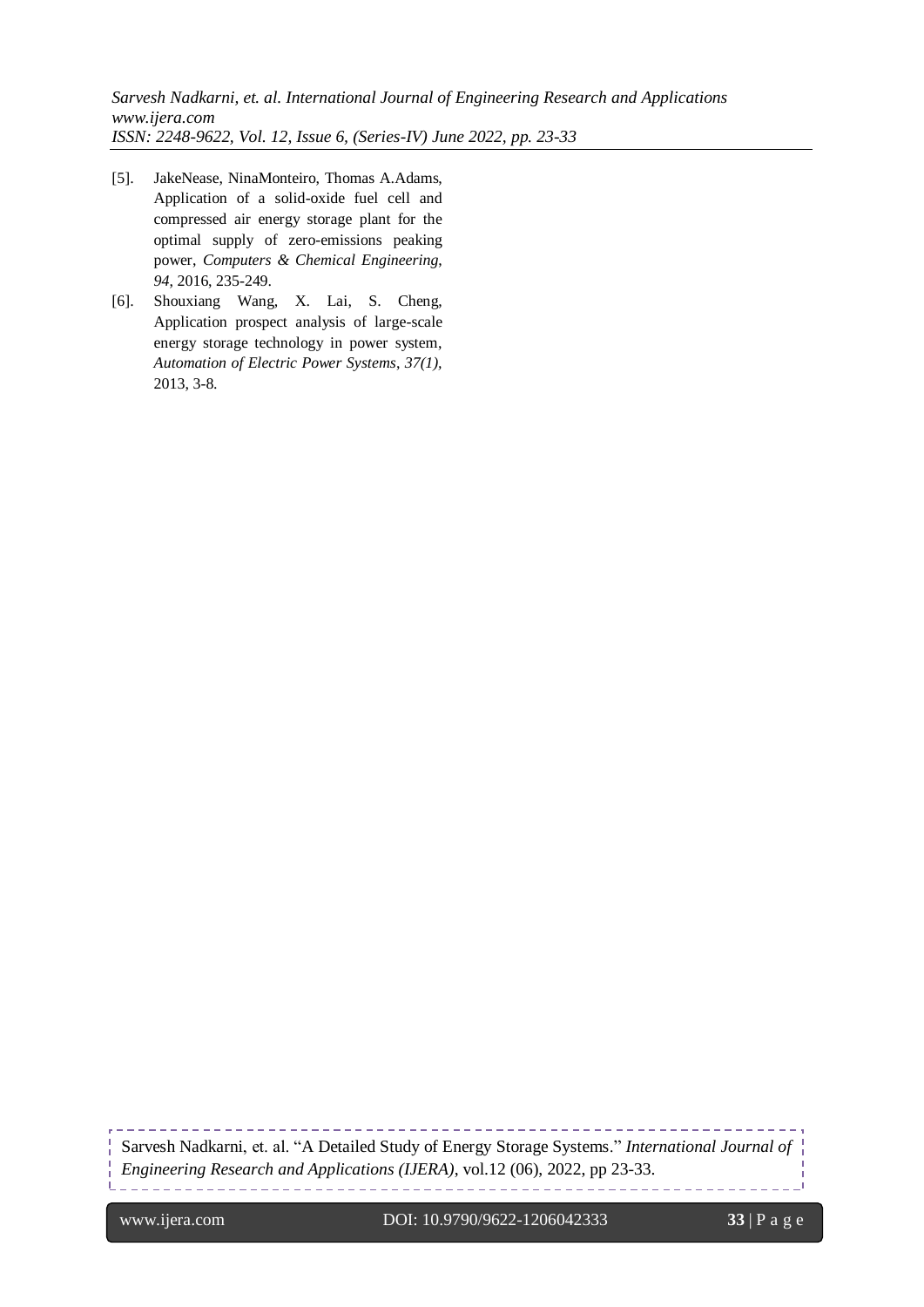[5]. JakeNease, NinaMonteiro, Thomas A.Adams, Application of a solid-oxide fuel cell and compressed air energy storage plant for the optimal supply of zero-emissions peaking power, *Computers & Chemical Engineering, 94*, 2016, 235-249.

[6]. Shouxiang Wang, X. Lai, S. Cheng, Application prospect analysis of large-scale energy storage technology in power system, *Automation of Electric Power Systems*, *37(1)*, 2013, 3-8.

Sarvesh Nadkarni, et. al. "A Detailed Study of Energy Storage Systems." *International Journal of Engineering Research and Applications (IJERA)*, vol.12 (06), 2022, pp 23-33.